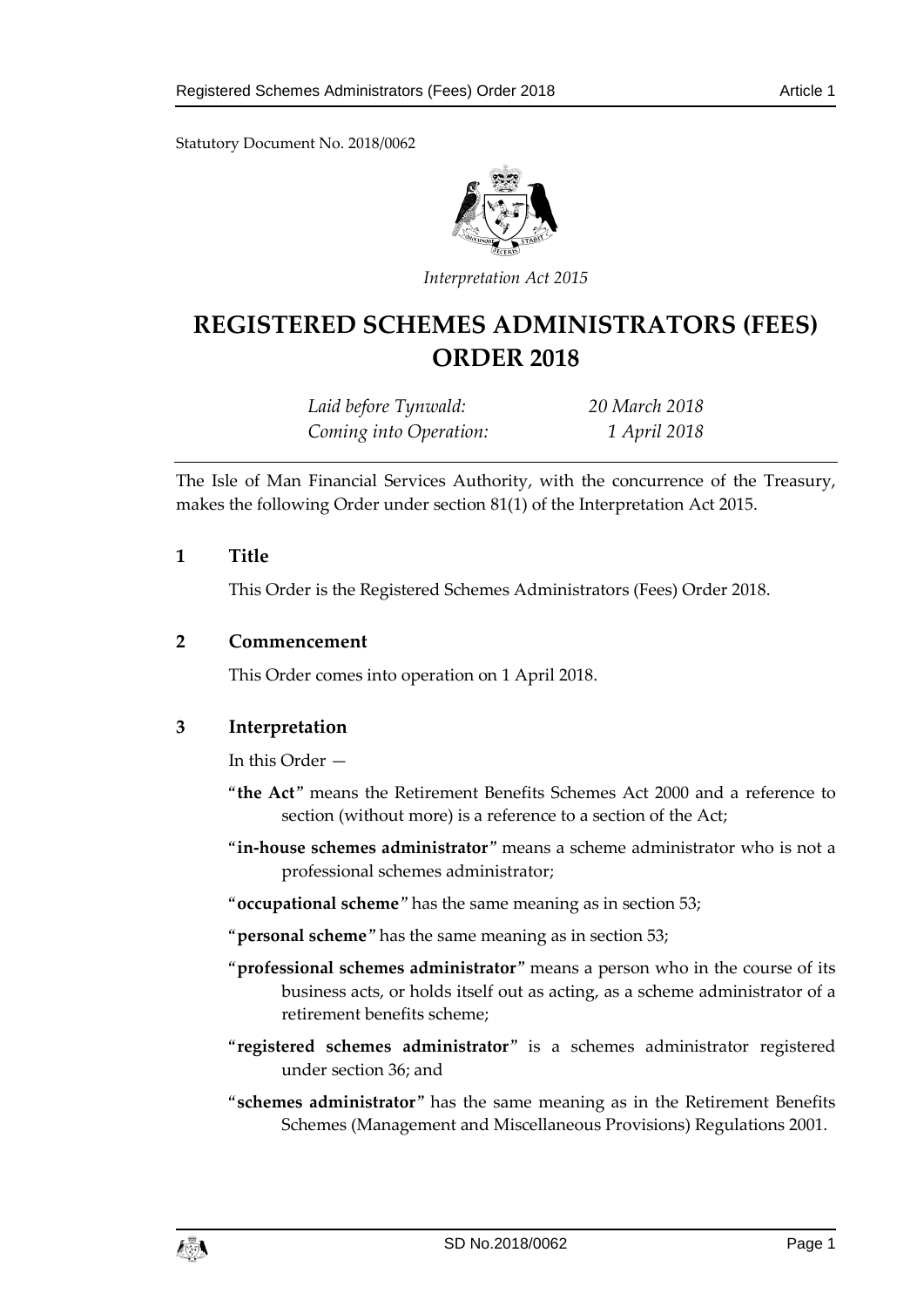Statutory Document No. 2018/0062

*Interpretation Act 2015*

# REGISTERED SCHEMES ADMINISTRATORS (FEES) ORDER 2018

*Laid before Tynwald:* *20 March 2018*
*Coming into Operation:* *1 April 2018*

The Isle of Man Financial Services Authority, with the concurrence of the Treasury, makes the following Order under section 81(1) of the Interpretation Act 2015.

## 1 Title

This Order is the Registered Schemes Administrators (Fees) Order 2018.

## 2 Commencement

This Order comes into operation on 1 April 2018.

## 3 Interpretation

In this Order —

"**the Act**" means the Retirement Benefits Schemes Act 2000 and a reference to section (without more) is a reference to a section of the Act;

"**in-house schemes administrator**" means a scheme administrator who is not a professional schemes administrator;

"**occupational scheme**" has the same meaning as in section 53;

"**personal scheme**" has the same meaning as in section 53;

"**professional schemes administrator**" means a person who in the course of its business acts, or holds itself out as acting, as a scheme administrator of a retirement benefits scheme;

"**registered schemes administrator**" is a schemes administrator registered under section 36; and

"**schemes administrator**" has the same meaning as in the Retirement Benefits Schemes (Management and Miscellaneous Provisions) Regulations 2001.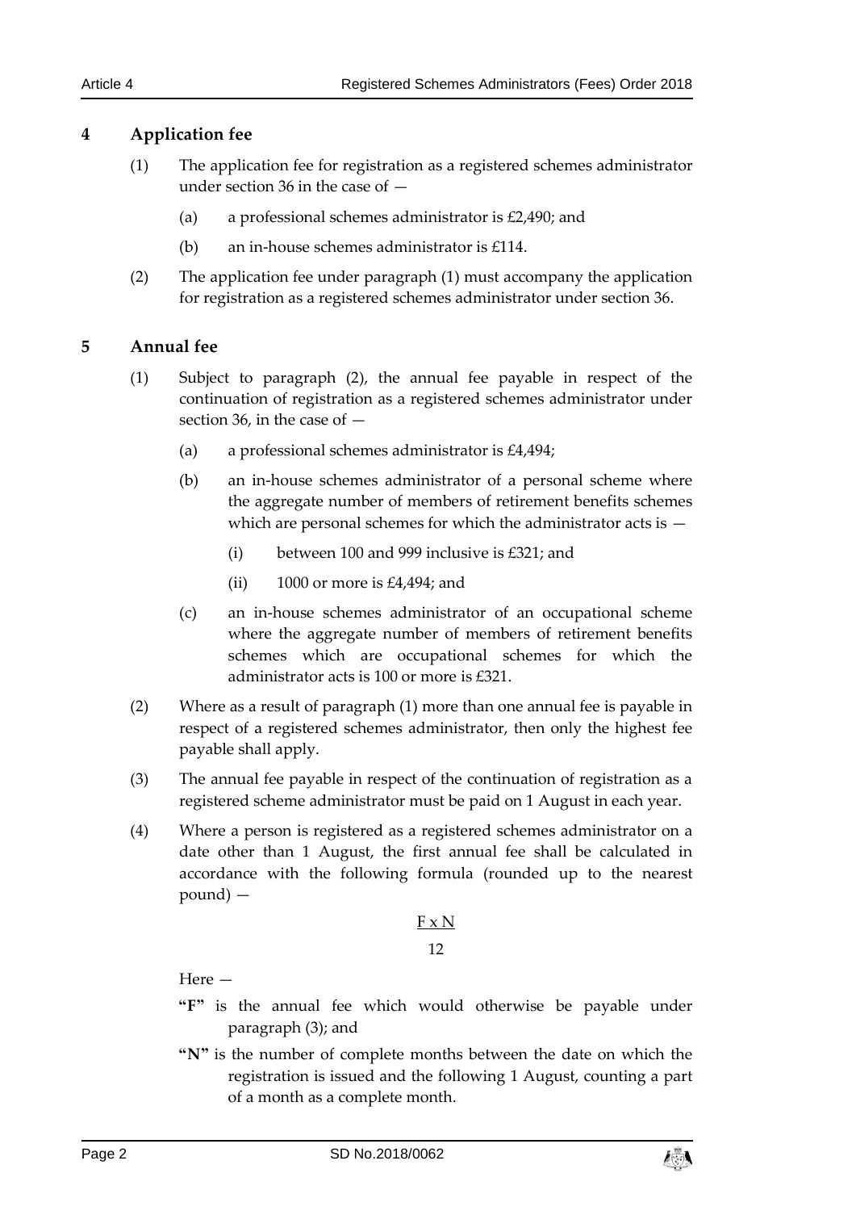## 4 Application fee

(1) The application fee for registration as a registered schemes administrator under section 36 in the case of —

(a) a professional schemes administrator is £2,490; and

(b) an in-house schemes administrator is £114.

(2) The application fee under paragraph (1) must accompany the application for registration as a registered schemes administrator under section 36.

## 5 Annual fee

(1) Subject to paragraph (2), the annual fee payable in respect of the continuation of registration as a registered schemes administrator under section 36, in the case of —

(a) a professional schemes administrator is £4,494;

(b) an in-house schemes administrator of a personal scheme where the aggregate number of members of retirement benefits schemes which are personal schemes for which the administrator acts is —

(i) between 100 and 999 inclusive is £321; and

(ii) 1000 or more is £4,494; and

(c) an in-house schemes administrator of an occupational scheme where the aggregate number of members of retirement benefits schemes which are occupational schemes for which the administrator acts is 100 or more is £321.

(2) Where as a result of paragraph (1) more than one annual fee is payable in respect of a registered schemes administrator, then only the highest fee payable shall apply.

(3) The annual fee payable in respect of the continuation of registration as a registered scheme administrator must be paid on 1 August in each year.

(4) Where a person is registered as a registered schemes administrator on a date other than 1 August, the first annual fee shall be calculated in accordance with the following formula (rounded up to the nearest pound) —

$$\frac{F \times N}{12}$$

Here —

**"F"** is the annual fee which would otherwise be payable under paragraph (3); and

**"N"** is the number of complete months between the date on which the registration is issued and the following 1 August, counting a part of a month as a complete month.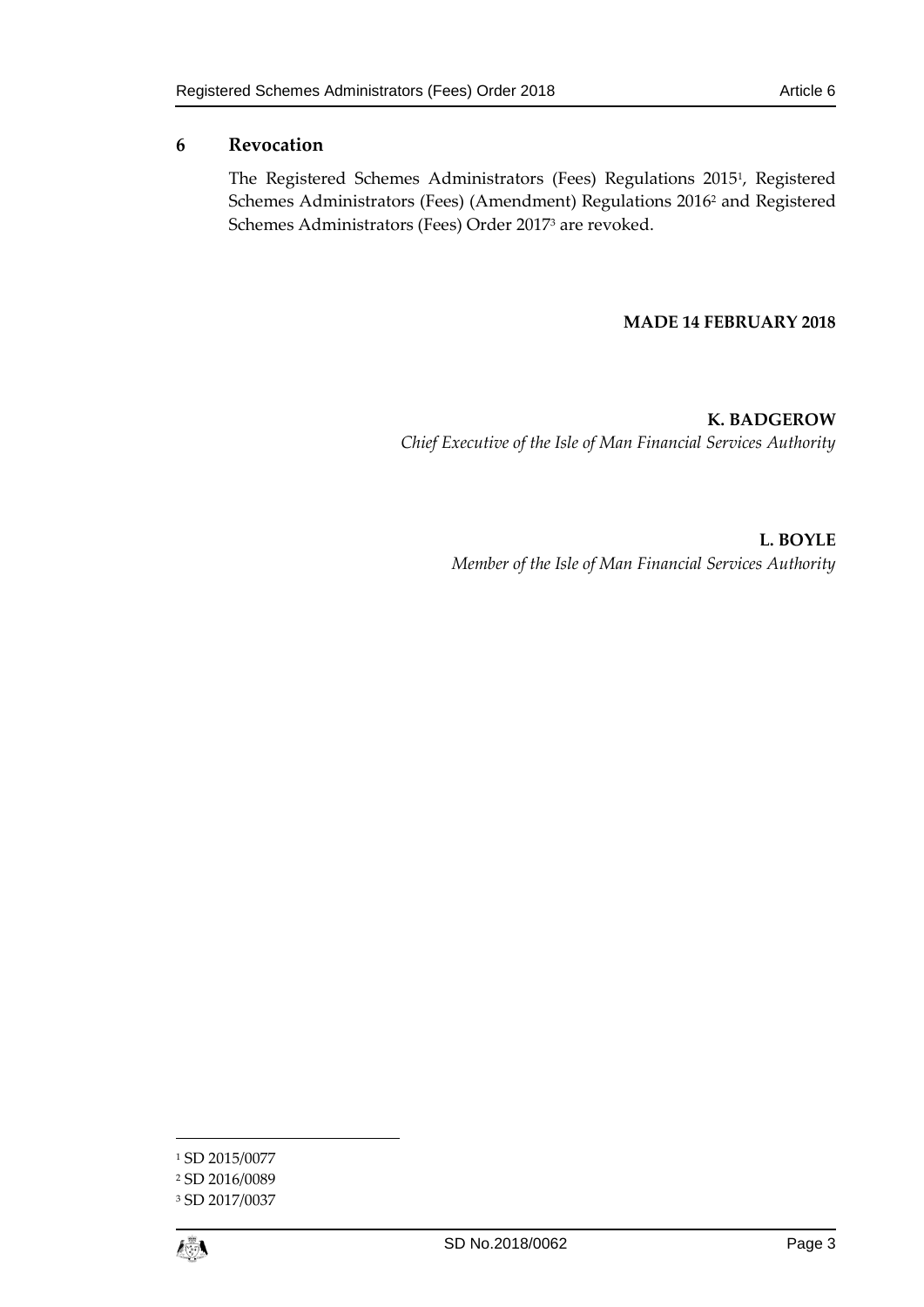## 6 Revocation

The Registered Schemes Administrators (Fees) Regulations 2015[1], Registered Schemes Administrators (Fees) (Amendment) Regulations 2016[2] and Registered Schemes Administrators (Fees) Order 2017[3] are revoked.

**MADE 14 FEBRUARY 2018**

**K. BADGEROW**
*Chief Executive of the Isle of Man Financial Services Authority*

**L. BOYLE**
*Member of the Isle of Man Financial Services Authority*

---

[1] SD 2015/0077
[2] SD 2016/0089
[3] SD 2017/0037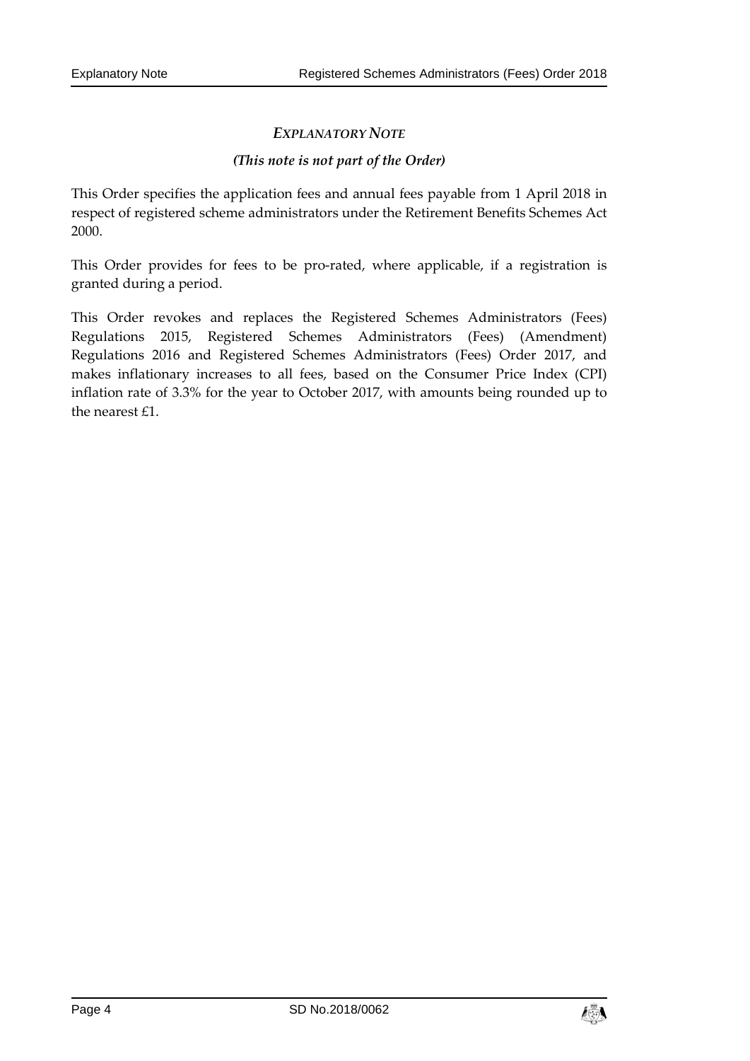## *EXPLANATORY NOTE*

***(This note is not part of the Order)***

This Order specifies the application fees and annual fees payable from 1 April 2018 in respect of registered scheme administrators under the Retirement Benefits Schemes Act 2000.

This Order provides for fees to be pro-rated, where applicable, if a registration is granted during a period.

This Order revokes and replaces the Registered Schemes Administrators (Fees) Regulations 2015, Registered Schemes Administrators (Fees) (Amendment) Regulations 2016 and Registered Schemes Administrators (Fees) Order 2017, and makes inflationary increases to all fees, based on the Consumer Price Index (CPI) inflation rate of 3.3% for the year to October 2017, with amounts being rounded up to the nearest £1.